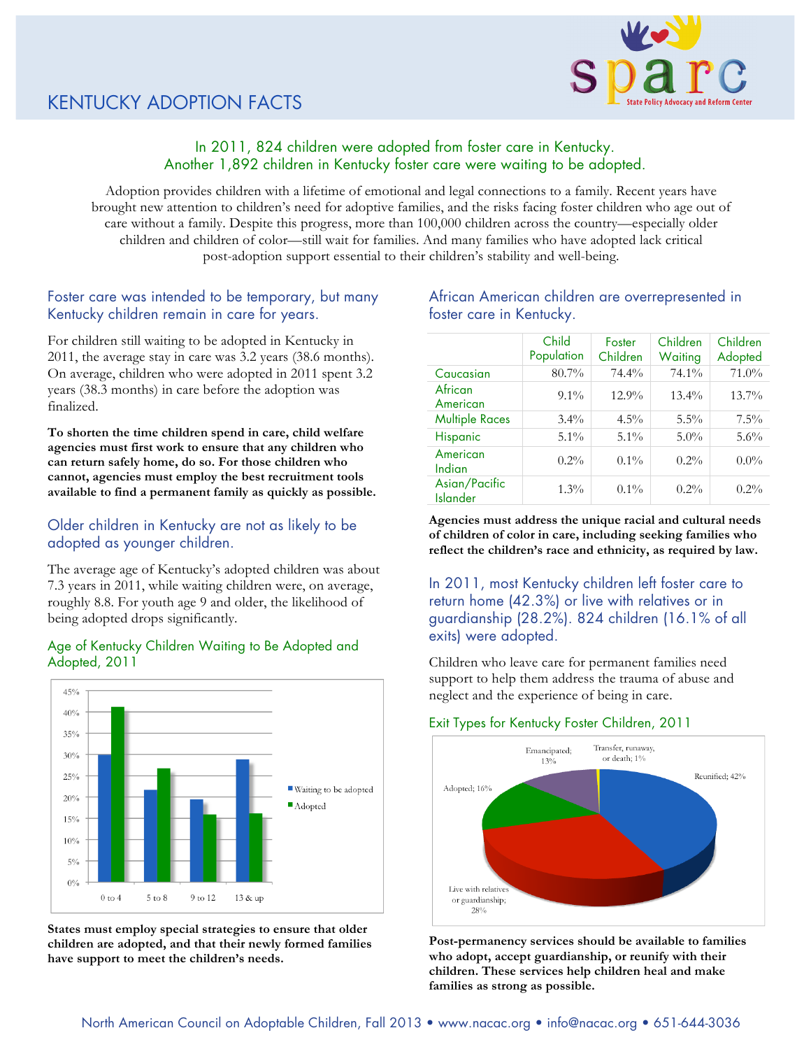# KENTUCKY ADOPTION FACTS

In 2011, 824 children were adopted from foster care in Kentucky.
Another 1,892 children in Kentucky foster care were waiting to be adopted.

Adoption provides children with a lifetime of emotional and legal connections to a family. Recent years have brought new attention to children's need for adoptive families, and the risks facing foster children who age out of care without a family. Despite this progress, more than 100,000 children across the country—especially older children and children of color—still wait for families. And many families who have adopted lack critical post-adoption support essential to their children's stability and well-being.

## Foster care was intended to be temporary, but many Kentucky children remain in care for years.

For children still waiting to be adopted in Kentucky in 2011, the average stay in care was 3.2 years (38.6 months). On average, children who were adopted in 2011 spent 3.2 years (38.3 months) in care before the adoption was finalized.

**To shorten the time children spend in care, child welfare agencies must first work to ensure that any children who can return safely home, do so. For those children who cannot, agencies must employ the best recruitment tools available to find a permanent family as quickly as possible.**

## Older children in Kentucky are not as likely to be adopted as younger children.

The average age of Kentucky's adopted children was about 7.3 years in 2011, while waiting children were, on average, roughly 8.8. For youth age 9 and older, the likelihood of being adopted drops significantly.

### Age of Kentucky Children Waiting to Be Adopted and Adopted, 2011

| Age | Waiting to be adopted | Adopted |
|---|---|---|
| 0 to 4 | ~30% | ~41% |
| 5 to 8 | ~22% | ~27% |
| 9 to 12 | ~19% | ~16% |
| 13 & up | ~29% | ~16% |

**States must employ special strategies to ensure that older children are adopted, and that their newly formed families have support to meet the children's needs.**

## African American children are overrepresented in foster care in Kentucky.

| | Child Population | Foster Children | Children Waiting | Children Adopted |
|---|---|---|---|---|
| Caucasian | 80.7% | 74.4% | 74.1% | 71.0% |
| African American | 9.1% | 12.9% | 13.4% | 13.7% |
| Multiple Races | 3.4% | 4.5% | 5.5% | 7.5% |
| Hispanic | 5.1% | 5.1% | 5.0% | 5.6% |
| American Indian | 0.2% | 0.1% | 0.2% | 0.0% |
| Asian/Pacific Islander | 1.3% | 0.1% | 0.2% | 0.2% |

**Agencies must address the unique racial and cultural needs of children of color in care, including seeking families who reflect the children's race and ethnicity, as required by law.**

## In 2011, most Kentucky children left foster care to return home (42.3%) or live with relatives or in guardianship (28.2%). 824 children (16.1% of all exits) were adopted.

Children who leave care for permanent families need support to help them address the trauma of abuse and neglect and the experience of being in care.

### Exit Types for Kentucky Foster Children, 2011

- Reunified; 42%
- Live with relatives or guardianship; 28%
- Adopted; 16%
- Emancipated; 13%
- Transfer, runaway, or death; 1%

**Post-permanency services should be available to families who adopt, accept guardianship, or reunify with their children. These services help children heal and make families as strong as possible.**

North American Council on Adoptable Children, Fall 2013 • www.nacac.org • info@nacac.org • 651-644-3036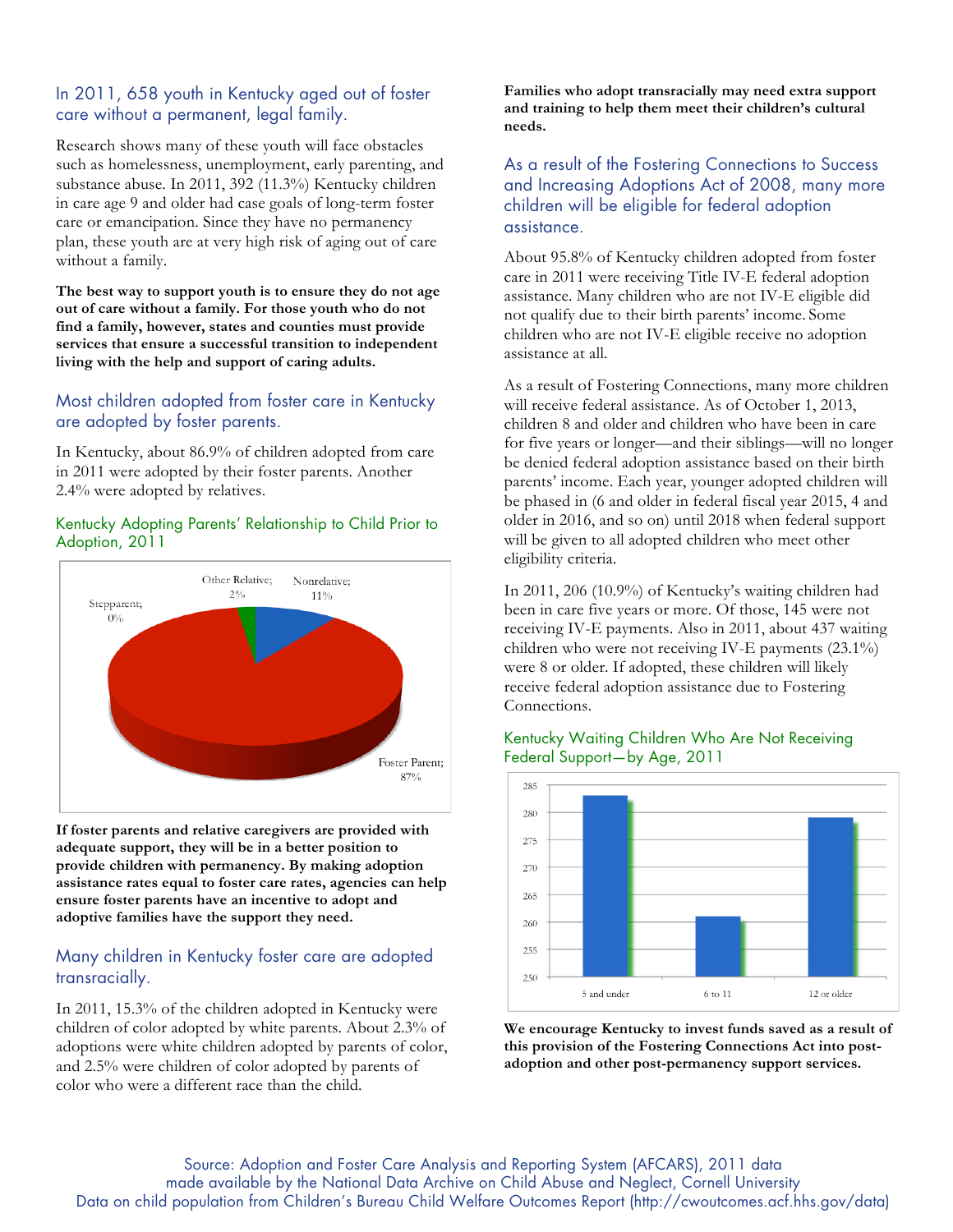## In 2011, 658 youth in Kentucky aged out of foster care without a permanent, legal family.

Research shows many of these youth will face obstacles such as homelessness, unemployment, early parenting, and substance abuse. In 2011, 392 (11.3%) Kentucky children in care age 9 and older had case goals of long-term foster care or emancipation. Since they have no permanency plan, these youth are at very high risk of aging out of care without a family.

**The best way to support youth is to ensure they do not age out of care without a family. For those youth who do not find a family, however, states and counties must provide services that ensure a successful transition to independent living with the help and support of caring adults.**

## Most children adopted from foster care in Kentucky are adopted by foster parents.

In Kentucky, about 86.9% of children adopted from care in 2011 were adopted by their foster parents. Another 2.4% were adopted by relatives.

### Kentucky Adopting Parents' Relationship to Child Prior to Adoption, 2011

Other Relative; 2%
Nonrelative; 11%
Stepparent; 0%
Foster Parent; 87%

**If foster parents and relative caregivers are provided with adequate support, they will be in a better position to provide children with permanency. By making adoption assistance rates equal to foster care rates, agencies can help ensure foster parents have an incentive to adopt and adoptive families have the support they need.**

## Many children in Kentucky foster care are adopted transracially.

In 2011, 15.3% of the children adopted in Kentucky were children of color adopted by white parents. About 2.3% of adoptions were white children adopted by parents of color, and 2.5% were children of color adopted by parents of color who were a different race than the child.

**Families who adopt transracially may need extra support and training to help them meet their children's cultural needs.**

## As a result of the Fostering Connections to Success and Increasing Adoptions Act of 2008, many more children will be eligible for federal adoption assistance.

About 95.8% of Kentucky children adopted from foster care in 2011 were receiving Title IV-E federal adoption assistance. Many children who are not IV-E eligible did not qualify due to their birth parents' income. Some children who are not IV-E eligible receive no adoption assistance at all.

As a result of Fostering Connections, many more children will receive federal assistance. As of October 1, 2013, children 8 and older and children who have been in care for five years or longer—and their siblings—will no longer be denied federal adoption assistance based on their birth parents' income. Each year, younger adopted children will be phased in (6 and older in federal fiscal year 2015, 4 and older in 2016, and so on) until 2018 when federal support will be given to all adopted children who meet other eligibility criteria.

In 2011, 206 (10.9%) of Kentucky's waiting children had been in care five years or more. Of those, 145 were not receiving IV-E payments. Also in 2011, about 437 waiting children who were not receiving IV-E payments (23.1%) were 8 or older. If adopted, these children will likely receive federal adoption assistance due to Fostering Connections.

### Kentucky Waiting Children Who Are Not Receiving Federal Support—by Age, 2011

285
280
275
270
265
260
255
250
5 and under
6 to 11
12 or older

**We encourage Kentucky to invest funds saved as a result of this provision of the Fostering Connections Act into post-adoption and other post-permanency support services.**

Source: Adoption and Foster Care Analysis and Reporting System (AFCARS), 2011 data made available by the National Data Archive on Child Abuse and Neglect, Cornell University
Data on child population from Children's Bureau Child Welfare Outcomes Report (http://cwoutcomes.acf.hhs.gov/data)